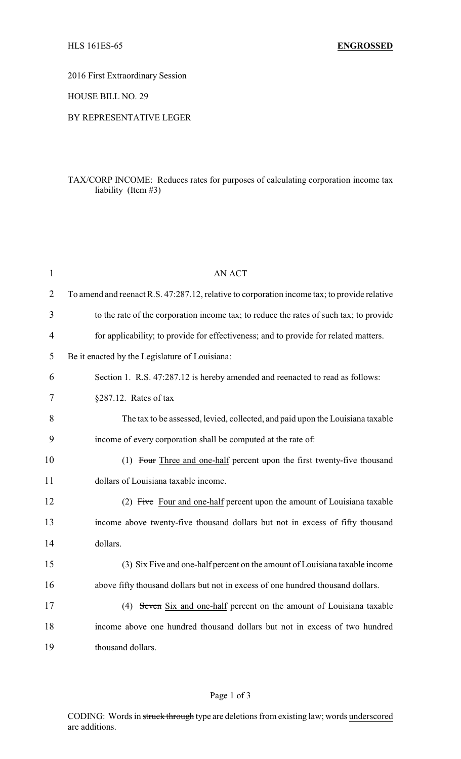HLS 161ES-65 **ENGROSSED**

2016 First Extraordinary Session

HOUSE BILL NO. 29

BY REPRESENTATIVE LEGER

TAX/CORP INCOME: Reduces rates for purposes of calculating corporation income tax liability (Item #3)

AN ACT

To amend and reenact R.S. 47:287.12, relative to corporation income tax; to provide relative to the rate of the corporation income tax; to reduce the rates of such tax; to provide for applicability; to provide for effectiveness; and to provide for related matters.

Be it enacted by the Legislature of Louisiana:

Section 1. R.S. 47:287.12 is hereby amended and reenacted to read as follows:

§287.12. Rates of tax

The tax to be assessed, levied, collected, and paid upon the Louisiana taxable income of every corporation shall be computed at the rate of:

(1) ~~Four~~ Three and one-half percent upon the first twenty-five thousand dollars of Louisiana taxable income.

(2) ~~Five~~ Four and one-half percent upon the amount of Louisiana taxable income above twenty-five thousand dollars but not in excess of fifty thousand dollars.

(3) ~~Six~~ Five and one-half percent on the amount of Louisiana taxable income above fifty thousand dollars but not in excess of one hundred thousand dollars.

(4) ~~Seven~~ Six and one-half percent on the amount of Louisiana taxable income above one hundred thousand dollars but not in excess of two hundred thousand dollars.

CODING: Words in ~~struck through~~ type are deletions from existing law; words underscored are additions.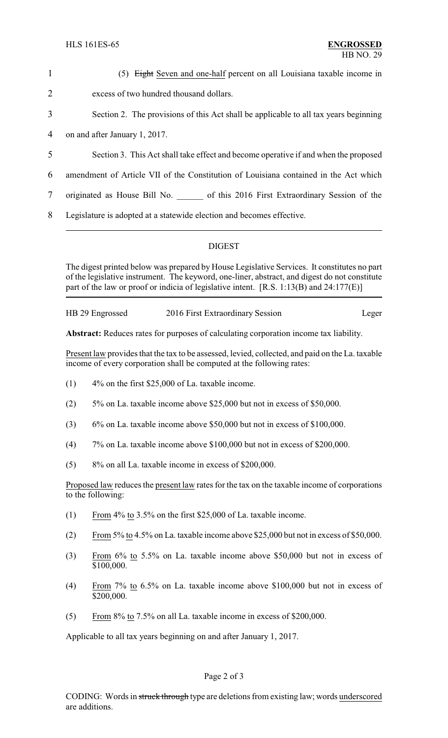(5) ~~Eight~~ Seven and one-half percent on all Louisiana taxable income in excess of two hundred thousand dollars.

Section 2. The provisions of this Act shall be applicable to all tax years beginning on and after January 1, 2017.

Section 3. This Act shall take effect and become operative if and when the proposed amendment of Article VII of the Constitution of Louisiana contained in the Act which originated as House Bill No. ______ of this 2016 First Extraordinary Session of the Legislature is adopted at a statewide election and becomes effective.

---

## DIGEST

The digest printed below was prepared by House Legislative Services. It constitutes no part of the legislative instrument. The keyword, one-liner, abstract, and digest do not constitute part of the law or proof or indicia of legislative intent. [R.S. 1:13(B) and 24:177(E)]

---

HB 29 Engrossed 2016 First Extraordinary Session Leger

**Abstract:** Reduces rates for purposes of calculating corporation income tax liability.

Present law provides that the tax to be assessed, levied, collected, and paid on the La. taxable income of every corporation shall be computed at the following rates:

(1) 4% on the first $25,000 of La. taxable income.

(2) 5% on La. taxable income above $25,000 but not in excess of $50,000.

(3) 6% on La. taxable income above $50,000 but not in excess of $100,000.

(4) 7% on La. taxable income above $100,000 but not in excess of $200,000.

(5) 8% on all La. taxable income in excess of $200,000.

Proposed law reduces the present law rates for the tax on the taxable income of corporations to the following:

(1) From 4% to 3.5% on the first $25,000 of La. taxable income.

(2) From 5% to 4.5% on La. taxable income above $25,000 but not in excess of $50,000.

(3) From 6% to 5.5% on La. taxable income above $50,000 but not in excess of $100,000.

(4) From 7% to 6.5% on La. taxable income above $100,000 but not in excess of $200,000.

(5) From 8% to 7.5% on all La. taxable income in excess of $200,000.

Applicable to all tax years beginning on and after January 1, 2017.

CODING: Words in ~~struck through~~ type are deletions from existing law; words underscored are additions.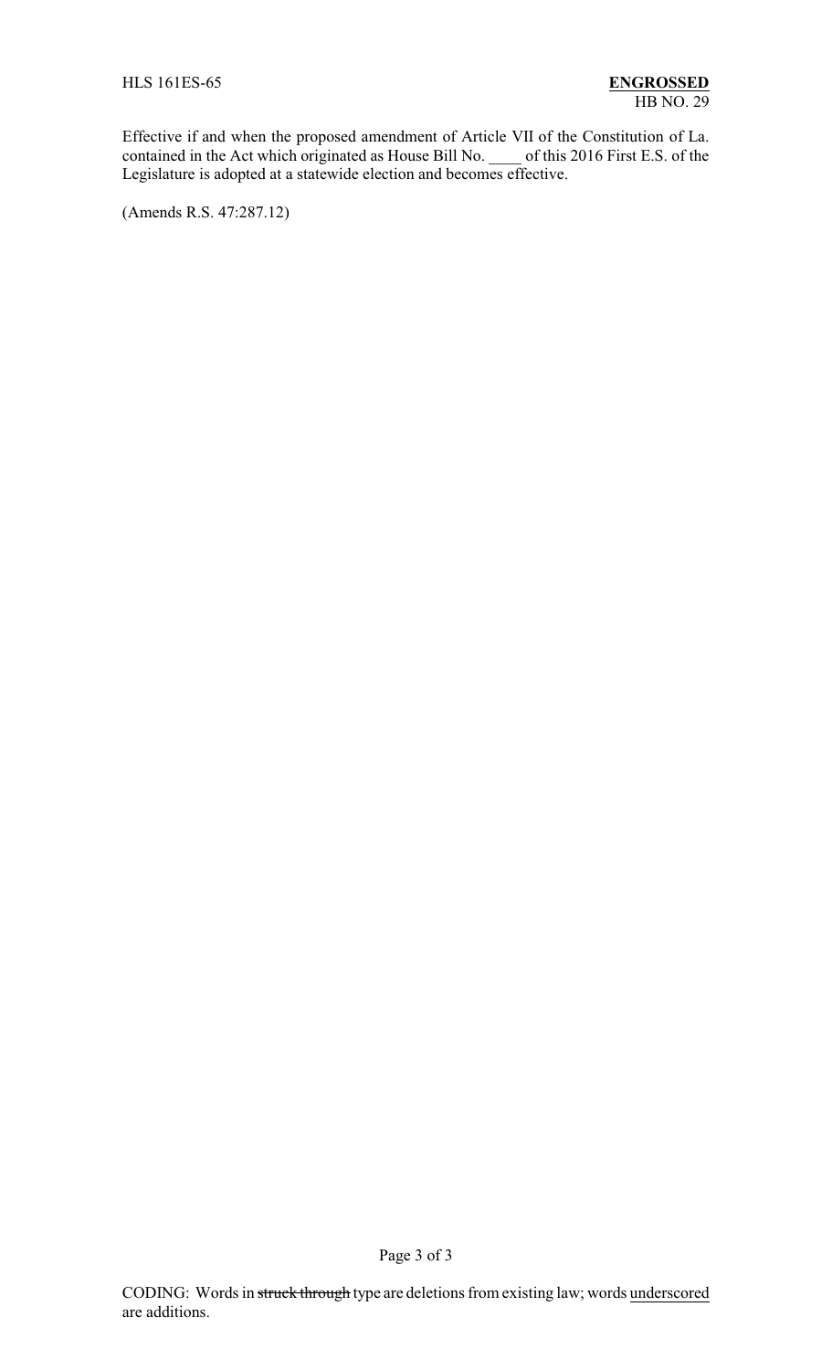Effective if and when the proposed amendment of Article VII of the Constitution of La. contained in the Act which originated as House Bill No. ____ of this 2016 First E.S. of the Legislature is adopted at a statewide election and becomes effective.

(Amends R.S. 47:287.12)

CODING: Words in ~~struck through~~ type are deletions from existing law; words <u>underscored</u> are additions.